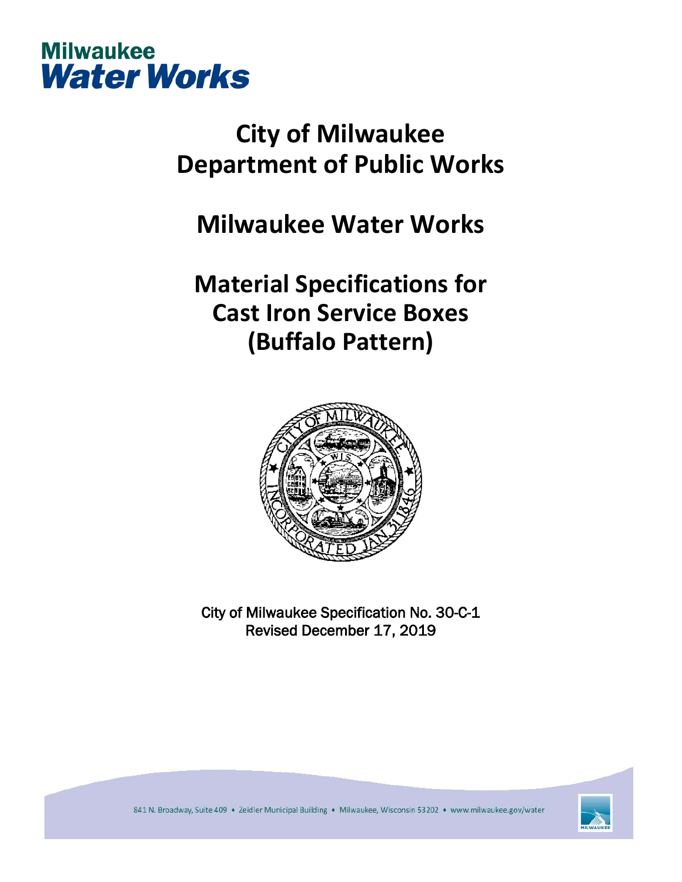Milwaukee
Water Works

# City of Milwaukee
# Department of Public Works

# Milwaukee Water Works

# Material Specifications for Cast Iron Service Boxes (Buffalo Pattern)

City of Milwaukee Specification No. 30-C-1
Revised December 17, 2019

841 N. Broadway, Suite 409 • Zeidler Municipal Building • Milwaukee, Wisconsin 53202 • www.milwaukee.gov/water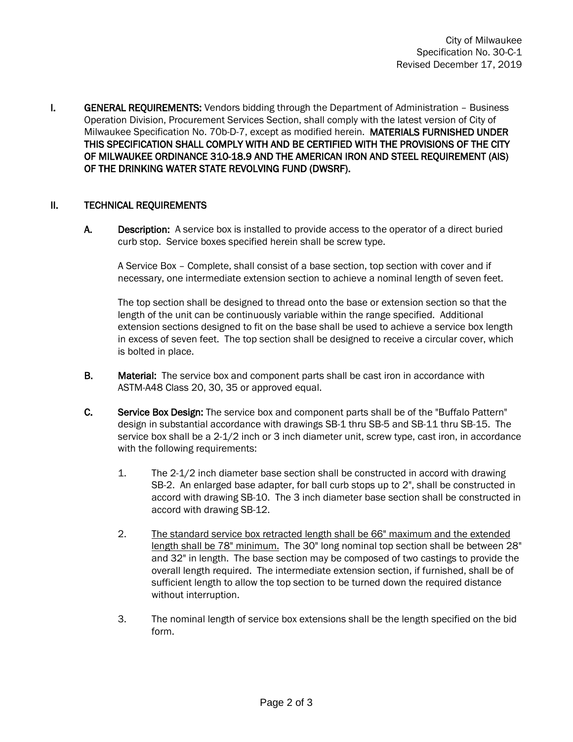**I. GENERAL REQUIREMENTS:** Vendors bidding through the Department of Administration – Business Operation Division, Procurement Services Section, shall comply with the latest version of City of Milwaukee Specification No. 70b-D-7, except as modified herein. **MATERIALS FURNISHED UNDER THIS SPECIFICATION SHALL COMPLY WITH AND BE CERTIFIED WITH THE PROVISIONS OF THE CITY OF MILWAUKEE ORDINANCE 310-18.9 AND THE AMERICAN IRON AND STEEL REQUIREMENT (AIS) OF THE DRINKING WATER STATE REVOLVING FUND (DWSRF).**

**II. TECHNICAL REQUIREMENTS**

**A. Description:** A service box is installed to provide access to the operator of a direct buried curb stop. Service boxes specified herein shall be screw type.

A Service Box – Complete, shall consist of a base section, top section with cover and if necessary, one intermediate extension section to achieve a nominal length of seven feet.

The top section shall be designed to thread onto the base or extension section so that the length of the unit can be continuously variable within the range specified. Additional extension sections designed to fit on the base shall be used to achieve a service box length in excess of seven feet. The top section shall be designed to receive a circular cover, which is bolted in place.

**B. Material:** The service box and component parts shall be cast iron in accordance with ASTM-A48 Class 20, 30, 35 or approved equal.

**C. Service Box Design:** The service box and component parts shall be of the "Buffalo Pattern" design in substantial accordance with drawings SB-1 thru SB-5 and SB-11 thru SB-15. The service box shall be a 2-1/2 inch or 3 inch diameter unit, screw type, cast iron, in accordance with the following requirements:

1. The 2-1/2 inch diameter base section shall be constructed in accord with drawing SB-2. An enlarged base adapter, for ball curb stops up to 2", shall be constructed in accord with drawing SB-10. The 3 inch diameter base section shall be constructed in accord with drawing SB-12.

2. <u>The standard service box retracted length shall be 66" maximum and the extended length shall be 78" minimum.</u> The 30" long nominal top section shall be between 28" and 32" in length. The base section may be composed of two castings to provide the overall length required. The intermediate extension section, if furnished, shall be of sufficient length to allow the top section to be turned down the required distance without interruption.

3. The nominal length of service box extensions shall be the length specified on the bid form.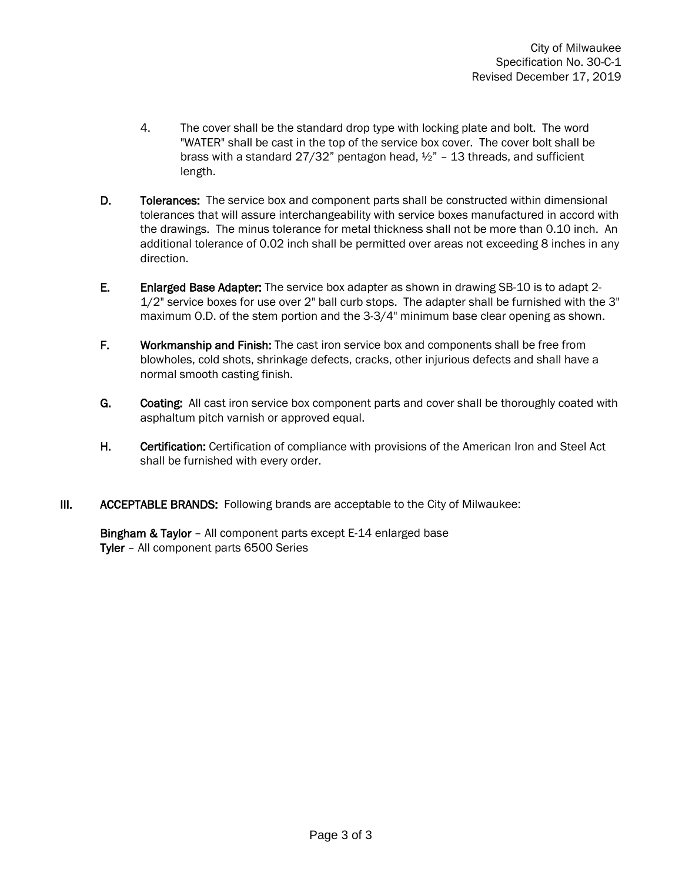4. The cover shall be the standard drop type with locking plate and bolt. The word "WATER" shall be cast in the top of the service box cover. The cover bolt shall be brass with a standard 27/32" pentagon head, ½" – 13 threads, and sufficient length.

**D. Tolerances:** The service box and component parts shall be constructed within dimensional tolerances that will assure interchangeability with service boxes manufactured in accord with the drawings. The minus tolerance for metal thickness shall not be more than 0.10 inch. An additional tolerance of 0.02 inch shall be permitted over areas not exceeding 8 inches in any direction.

**E. Enlarged Base Adapter:** The service box adapter as shown in drawing SB-10 is to adapt 2-1/2" service boxes for use over 2" ball curb stops. The adapter shall be furnished with the 3" maximum O.D. of the stem portion and the 3-3/4" minimum base clear opening as shown.

**F. Workmanship and Finish:** The cast iron service box and components shall be free from blowholes, cold shots, shrinkage defects, cracks, other injurious defects and shall have a normal smooth casting finish.

**G. Coating:** All cast iron service box component parts and cover shall be thoroughly coated with asphaltum pitch varnish or approved equal.

**H. Certification:** Certification of compliance with provisions of the American Iron and Steel Act shall be furnished with every order.

## III. ACCEPTABLE BRANDS: Following brands are acceptable to the City of Milwaukee:

**Bingham & Taylor** – All component parts except E-14 enlarged base
**Tyler** – All component parts 6500 Series